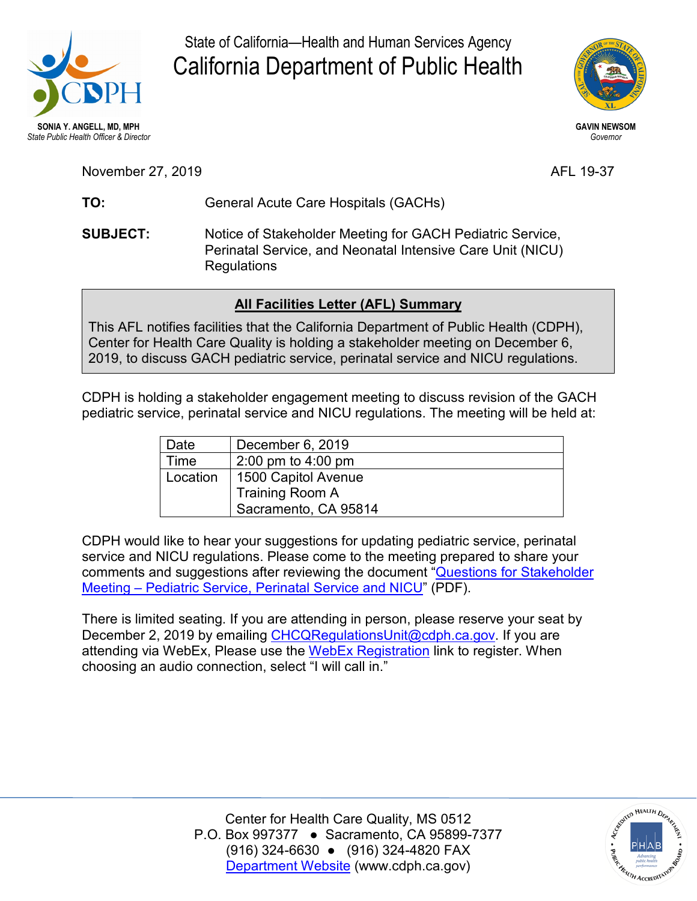State of California—Health and Human Services Agency

# California Department of Public Health

**SONIA Y. ANGELL, MD, MPH**
*State Public Health Officer & Director*

**GAVIN NEWSOM**
*Governor*

November 27, 2019

AFL 19-37

**TO:** General Acute Care Hospitals (GACHs)

**SUBJECT:** Notice of Stakeholder Meeting for GACH Pediatric Service, Perinatal Service, and Neonatal Intensive Care Unit (NICU) Regulations

## All Facilities Letter (AFL) Summary

This AFL notifies facilities that the California Department of Public Health (CDPH), Center for Health Care Quality is holding a stakeholder meeting on December 6, 2019, to discuss GACH pediatric service, perinatal service and NICU regulations.

CDPH is holding a stakeholder engagement meeting to discuss revision of the GACH pediatric service, perinatal service and NICU regulations. The meeting will be held at:

| | |
|---|---|
| Date | December 6, 2019 |
| Time | 2:00 pm to 4:00 pm |
| Location | 1500 Capitol Avenue<br>Training Room A<br>Sacramento, CA 95814 |

CDPH would like to hear your suggestions for updating pediatric service, perinatal service and NICU regulations. Please come to the meeting prepared to share your comments and suggestions after reviewing the document "Questions for Stakeholder Meeting – Pediatric Service, Perinatal Service and NICU" (PDF).

There is limited seating. If you are attending in person, please reserve your seat by December 2, 2019 by emailing CHCQRegulationsUnit@cdph.ca.gov. If you are attending via WebEx, Please use the WebEx Registration link to register. When choosing an audio connection, select "I will call in."

Center for Health Care Quality, MS 0512
P.O. Box 997377 ● Sacramento, CA 95899-7377
(916) 324-6630 ● (916) 324-4820 FAX
Department Website (www.cdph.ca.gov)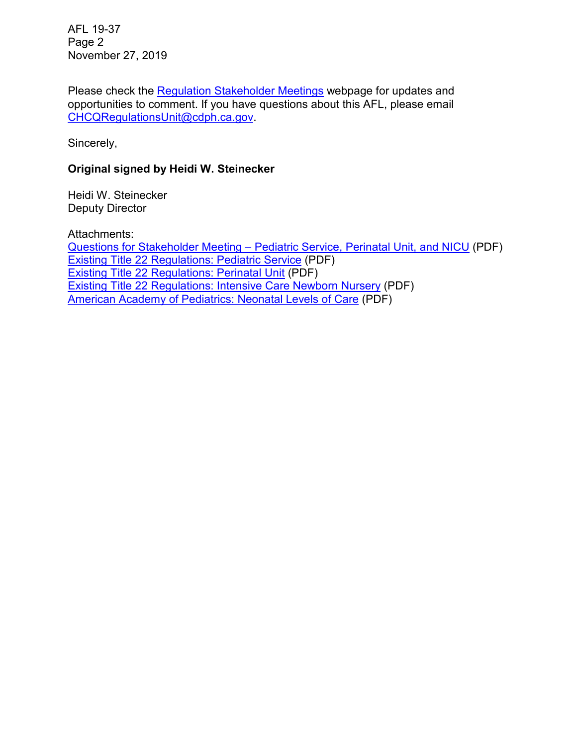Please check the Regulation Stakeholder Meetings webpage for updates and opportunities to comment. If you have questions about this AFL, please email CHCQRegulationsUnit@cdph.ca.gov.

Sincerely,

**Original signed by Heidi W. Steinecker**

Heidi W. Steinecker
Deputy Director

Attachments:
Questions for Stakeholder Meeting – Pediatric Service, Perinatal Unit, and NICU (PDF)
Existing Title 22 Regulations: Pediatric Service (PDF)
Existing Title 22 Regulations: Perinatal Unit (PDF)
Existing Title 22 Regulations: Intensive Care Newborn Nursery (PDF)
American Academy of Pediatrics: Neonatal Levels of Care (PDF)